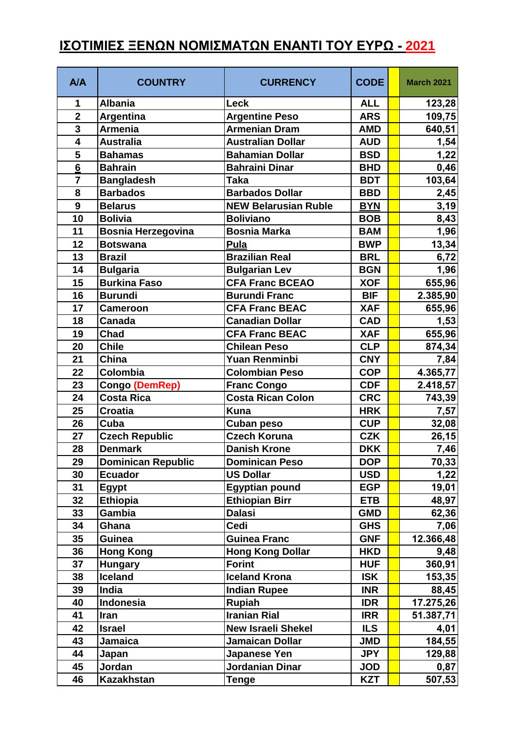# ΙΣΟΤΙΜΙΕΣ ΞΕΝΩΝ ΝΟΜΙΣΜΑΤΩΝ ΕΝΑΝΤΙ ΤΟΥ ΕΥΡΩ - 2021

| A/A | COUNTRY | CURRENCY | CODE | | March 2021 |
|---|---|---|---|---|---|
| 1 | Albania | Leck | ALL | | 123,28 |
| 2 | Argentina | Argentine Peso | ARS | | 109,75 |
| 3 | Armenia | Armenian Dram | AMD | | 640,51 |
| 4 | Australia | Australian Dollar | AUD | | 1,54 |
| 5 | Bahamas | Bahamian Dollar | BSD | | 1,22 |
| 6 | Bahrain | Bahraini Dinar | BHD | | 0,46 |
| 7 | Bangladesh | Taka | BDT | | 103,64 |
| 8 | Barbados | Barbados Dollar | BBD | | 2,45 |
| 9 | Belarus | NEW Belarusian Ruble | BYN | | 3,19 |
| 10 | Bolivia | Boliviano | BOB | | 8,43 |
| 11 | Bosnia Herzegovina | Bosnia Marka | BAM | | 1,96 |
| 12 | Botswana | Pula | BWP | | 13,34 |
| 13 | Brazil | Brazilian Real | BRL | | 6,72 |
| 14 | Bulgaria | Bulgarian Lev | BGN | | 1,96 |
| 15 | Burkina Faso | CFA Franc BCEAO | XOF | | 655,96 |
| 16 | Burundi | Burundi Franc | BIF | | 2.385,90 |
| 17 | Cameroon | CFA Franc BEAC | XAF | | 655,96 |
| 18 | Canada | Canadian Dollar | CAD | | 1,53 |
| 19 | Chad | CFA Franc BEAC | XAF | | 655,96 |
| 20 | Chile | Chilean Peso | CLP | | 874,34 |
| 21 | China | Yuan Renminbi | CNY | | 7,84 |
| 22 | Colombia | Colombian Peso | COP | | 4.365,77 |
| 23 | Congo (DemRep) | Franc Congo | CDF | | 2.418,57 |
| 24 | Costa Rica | Costa Rican Colon | CRC | | 743,39 |
| 25 | Croatia | Kuna | HRK | | 7,57 |
| 26 | Cuba | Cuban peso | CUP | | 32,08 |
| 27 | Czech Republic | Czech Koruna | CZK | | 26,15 |
| 28 | Denmark | Danish Krone | DKK | | 7,46 |
| 29 | Dominican Republic | Dominican Peso | DOP | | 70,33 |
| 30 | Ecuador | US Dollar | USD | | 1,22 |
| 31 | Egypt | Egyptian pound | EGP | | 19,01 |
| 32 | Ethiopia | Ethiopian Birr | ETB | | 48,97 |
| 33 | Gambia | Dalasi | GMD | | 62,36 |
| 34 | Ghana | Cedi | GHS | | 7,06 |
| 35 | Guinea | Guinea Franc | GNF | | 12.366,48 |
| 36 | Hong Kong | Hong Kong Dollar | HKD | | 9,48 |
| 37 | Hungary | Forint | HUF | | 360,91 |
| 38 | Iceland | Iceland Krona | ISK | | 153,35 |
| 39 | India | Indian Rupee | INR | | 88,45 |
| 40 | Indonesia | Rupiah | IDR | | 17.275,26 |
| 41 | Iran | Iranian Rial | IRR | | 51.387,71 |
| 42 | Israel | New Israeli Shekel | ILS | | 4,01 |
| 43 | Jamaica | Jamaican Dollar | JMD | | 184,55 |
| 44 | Japan | Japanese Yen | JPY | | 129,88 |
| 45 | Jordan | Jordanian Dinar | JOD | | 0,87 |
| 46 | Kazakhstan | Tenge | KZT | | 507,53 |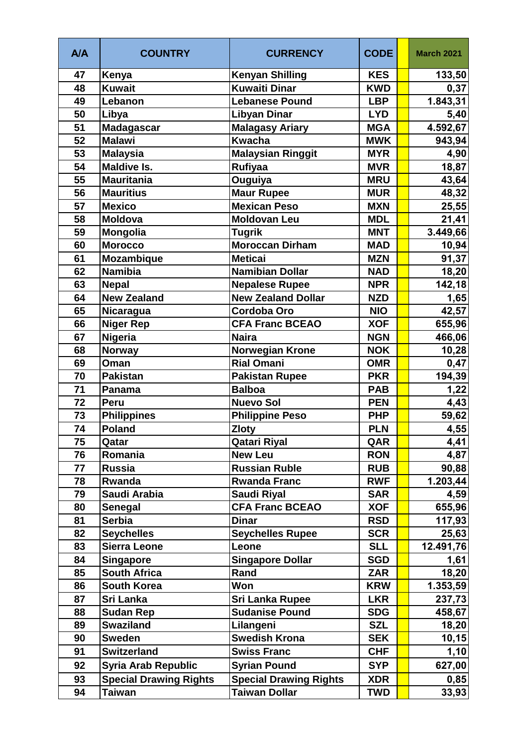| A/A | COUNTRY | CURRENCY | CODE | | March 2021 |
|---|---|---|---|---|---|
| 47 | Kenya | Kenyan Shilling | KES | | 133,50 |
| 48 | Kuwait | Kuwaiti Dinar | KWD | | 0,37 |
| 49 | Lebanon | Lebanese Pound | LBP | | 1.843,31 |
| 50 | Libya | Libyan Dinar | LYD | | 5,40 |
| 51 | Madagascar | Malagasy Ariary | MGA | | 4.592,67 |
| 52 | Malawi | Kwacha | MWK | | 943,94 |
| 53 | Malaysia | Malaysian Ringgit | MYR | | 4,90 |
| 54 | Maldive Is. | Rufiyaa | MVR | | 18,87 |
| 55 | Mauritania | Ouguiya | MRU | | 43,64 |
| 56 | Mauritius | Maur Rupee | MUR | | 48,32 |
| 57 | Mexico | Mexican Peso | MXN | | 25,55 |
| 58 | Moldova | Moldovan Leu | MDL | | 21,41 |
| 59 | Mongolia | Tugrik | MNT | | 3.449,66 |
| 60 | Morocco | Moroccan Dirham | MAD | | 10,94 |
| 61 | Mozambique | Meticai | MZN | | 91,37 |
| 62 | Namibia | Namibian Dollar | NAD | | 18,20 |
| 63 | Nepal | Nepalese Rupee | NPR | | 142,18 |
| 64 | New Zealand | New Zealand Dollar | NZD | | 1,65 |
| 65 | Nicaragua | Cordoba Oro | NIO | | 42,57 |
| 66 | Niger Rep | CFA Franc BCEAO | XOF | | 655,96 |
| 67 | Nigeria | Naira | NGN | | 466,06 |
| 68 | Norway | Norwegian Krone | NOK | | 10,28 |
| 69 | Oman | Rial Omani | OMR | | 0,47 |
| 70 | Pakistan | Pakistan Rupee | PKR | | 194,39 |
| 71 | Panama | Balboa | PAB | | 1,22 |
| 72 | Peru | Nuevo Sol | PEN | | 4,43 |
| 73 | Philippines | Philippine Peso | PHP | | 59,62 |
| 74 | Poland | Zloty | PLN | | 4,55 |
| 75 | Qatar | Qatari Riyal | QAR | | 4,41 |
| 76 | Romania | New Leu | RON | | 4,87 |
| 77 | Russia | Russian Ruble | RUB | | 90,88 |
| 78 | Rwanda | Rwanda Franc | RWF | | 1.203,44 |
| 79 | Saudi Arabia | Saudi Riyal | SAR | | 4,59 |
| 80 | Senegal | CFA Franc BCEAO | XOF | | 655,96 |
| 81 | Serbia | Dinar | RSD | | 117,93 |
| 82 | Seychelles | Seychelles Rupee | SCR | | 25,63 |
| 83 | Sierra Leone | Leone | SLL | | 12.491,76 |
| 84 | Singapore | Singapore Dollar | SGD | | 1,61 |
| 85 | South Africa | Rand | ZAR | | 18,20 |
| 86 | South Korea | Won | KRW | | 1.353,59 |
| 87 | Sri Lanka | Sri Lanka Rupee | LKR | | 237,73 |
| 88 | Sudan Rep | Sudanise Pound | SDG | | 458,67 |
| 89 | Swaziland | Lilangeni | SZL | | 18,20 |
| 90 | Sweden | Swedish Krona | SEK | | 10,15 |
| 91 | Switzerland | Swiss Franc | CHF | | 1,10 |
| 92 | Syria Arab Republic | Syrian Pound | SYP | | 627,00 |
| 93 | Special Drawing Rights | Special Drawing Rights | XDR | | 0,85 |
| 94 | Taiwan | Taiwan Dollar | TWD | | 33,93 |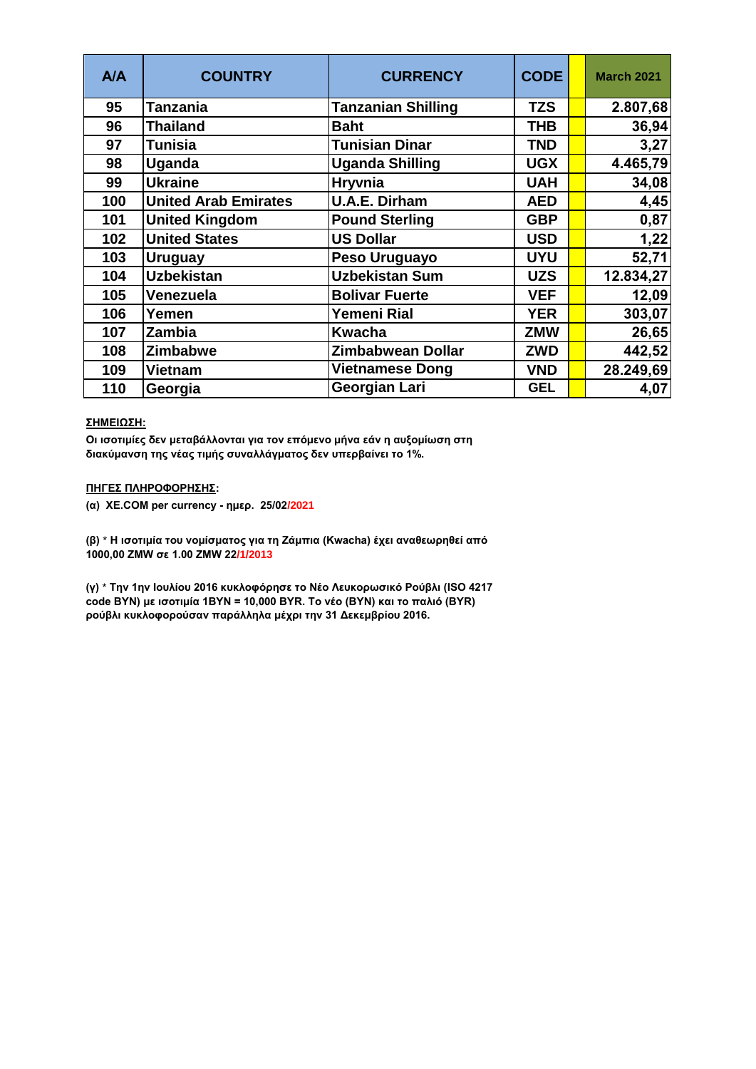| A/A | COUNTRY | CURRENCY | CODE | | March 2021 |
|---|---|---|---|---|---|
| 95 | Tanzania | Tanzanian Shilling | TZS | | 2.807,68 |
| 96 | Thailand | Baht | THB | | 36,94 |
| 97 | Tunisia | Tunisian Dinar | TND | | 3,27 |
| 98 | Uganda | Uganda Shilling | UGX | | 4.465,79 |
| 99 | Ukraine | Hryvnia | UAH | | 34,08 |
| 100 | United Arab Emirates | U.A.E. Dirham | AED | | 4,45 |
| 101 | United Kingdom | Pound Sterling | GBP | | 0,87 |
| 102 | United States | US Dollar | USD | | 1,22 |
| 103 | Uruguay | Peso Uruguayo | UYU | | 52,71 |
| 104 | Uzbekistan | Uzbekistan Sum | UZS | | 12.834,27 |
| 105 | Venezuela | Bolivar Fuerte | VEF | | 12,09 |
| 106 | Yemen | Yemeni Rial | YER | | 303,07 |
| 107 | Zambia | Kwacha | ZMW | | 26,65 |
| 108 | Zimbabwe | Zimbabwean Dollar | ZWD | | 442,52 |
| 109 | Vietnam | Vietnamese Dong | VND | | 28.249,69 |
| 110 | Georgia | Georgian Lari | GEL | | 4,07 |

**ΣΗΜΕΙΩΣΗ:**

**Οι ισοτιμίες δεν μεταβάλλονται για τον επόμενο μήνα εάν η αυξομίωση στη διακύμανση της νέας τιμής συναλλάγματος δεν υπερβαίνει το 1%.**

**ΠΗΓΕΣ ΠΛΗΡΟΦΟΡΗΣΗΣ:**

**(α) XE.COM per currency - ημερ. 25/02/2021**

**(β) * Η ισοτιμία του νομίσματος για τη Ζάμπια (Kwacha) έχει αναθεωρηθεί από 1000,00 ZMW σε 1.00 ZMW 22/1/2013**

**(γ) * Την 1ην Ιουλίου 2016 κυκλοφόρησε το Νέο Λευκορωσικό Ρούβλι (ISO 4217 code BYN) με ισοτιμία 1BYN = 10,000 BYR. Το νέο (BYN) και το παλιό (BYR) ρούβλι κυκλοφορούσαν παράλληλα μέχρι την 31 Δεκεμβρίου 2016.**